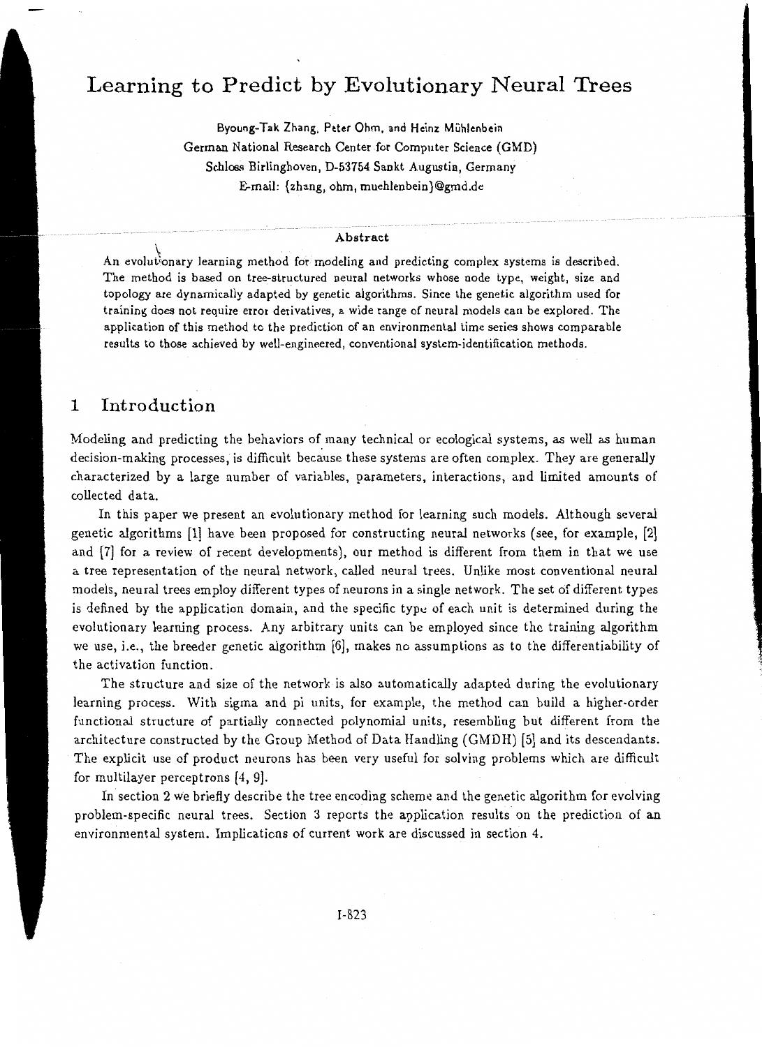# Learning to Predict by Evolutionary Neural Trees

Byoung-Tak Zhang, Peter Ohm, and Heinz Mühlenbein
German National Research Center for Computer Science (GMD)
Schloss Birlinghoven, D-53754 Sankt Augustin, Germany
E-mail: {zhang, ohm, muehlenbein}@gmd.de

## Abstract

An evolutionary learning method for modeling and predicting complex systems is described. The method is based on tree-structured neural networks whose node type, weight, size and topology are dynamically adapted by genetic algorithms. Since the genetic algorithm used for training does not require error derivatives, a wide range of neural models can be explored. The application of this method to the prediction of an environmental time series shows comparable results to those achieved by well-engineered, conventional system-identification methods.

## 1 Introduction

Modeling and predicting the behaviors of many technical or ecological systems, as well as human decision-making processes, is difficult because these systems are often complex. They are generally characterized by a large number of variables, parameters, interactions, and limited amounts of collected data.

In this paper we present an evolutionary method for learning such models. Although several genetic algorithms [1] have been proposed for constructing neural networks (see, for example, [2] and [7] for a review of recent developments), our method is different from them in that we use a tree representation of the neural network, called neural trees. Unlike most conventional neural models, neural trees employ different types of neurons in a single network. The set of different types is defined by the application domain, and the specific type of each unit is determined during the evolutionary learning process. Any arbitrary units can be employed since the training algorithm we use, i.e., the breeder genetic algorithm [6], makes no assumptions as to the differentiability of the activation function.

The structure and size of the network is also automatically adapted during the evolutionary learning process. With sigma and pi units, for example, the method can build a higher-order functional structure of partially connected polynomial units, resembling but different from the architecture constructed by the Group Method of Data Handling (GMDH) [5] and its descendants. The explicit use of product neurons has been very useful for solving problems which are difficult for multilayer perceptrons [4, 9].

In section 2 we briefly describe the tree encoding scheme and the genetic algorithm for evolving problem-specific neural trees. Section 3 reports the application results on the prediction of an environmental system. Implications of current work are discussed in section 4.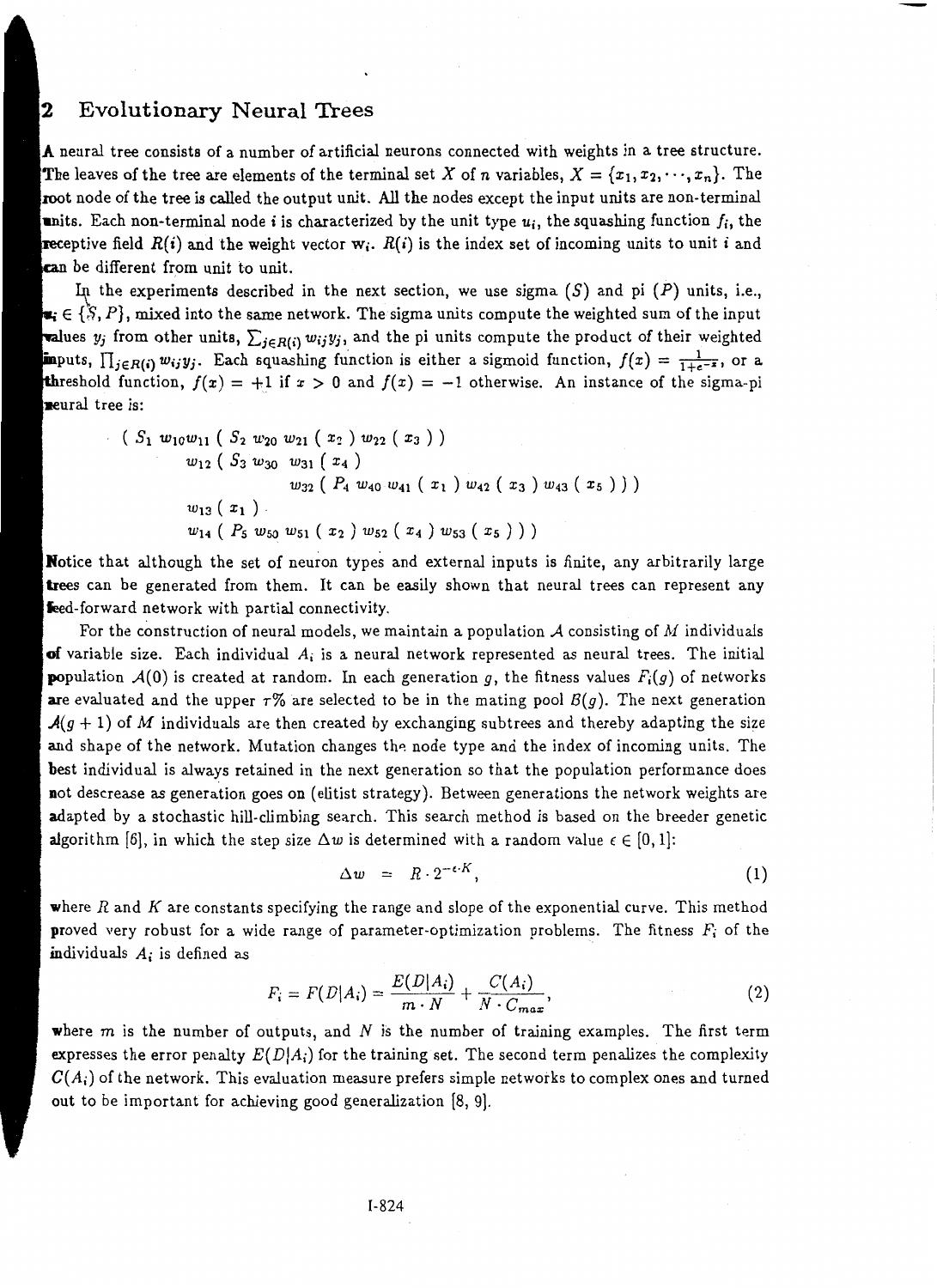## 2 Evolutionary Neural Trees

A neural tree consists of a number of artificial neurons connected with weights in a tree structure. The leaves of the tree are elements of the terminal set $X$ of $n$ variables, $X = \{x_1, x_2, \cdots, x_n\}$. The root node of the tree is called the output unit. All the nodes except the input units are non-terminal units. Each non-terminal node $i$ is characterized by the unit type $u_i$, the squashing function $f_i$, the receptive field $R(i)$ and the weight vector $\mathbf{w}_i$. $R(i)$ is the index set of incoming units to unit $i$ and can be different from unit to unit.

In the experiments described in the next section, we use sigma ($S$) and pi ($P$) units, i.e., $u_i \in \{S, P\}$, mixed into the same network. The sigma units compute the weighted sum of the input values $y_j$ from other units, $\sum_{j \in R(i)} w_{ij} y_j$, and the pi units compute the product of their weighted inputs, $\prod_{j \in R(i)} w_{ij} y_j$. Each squashing function is either a sigmoid function, $f(x) = \frac{1}{1+e^{-x}}$, or a threshold function, $f(x) = +1$ if $x > 0$ and $f(x) = -1$ otherwise. An instance of the sigma-pi neural tree is:

$$
\begin{aligned}
&( S_1 \; w_{10} w_{11} \; ( S_2 \; w_{20} \; w_{21} \; ( x_2 ) \; w_{22} \; ( x_3 ) \; ) \\
&\quad w_{12} \; ( S_3 \; w_{30} \; w_{31} \; ( x_4 ) \\
&\quad\quad w_{32} \; ( P_4 \; w_{40} \; w_{41} \; ( x_1 ) \; w_{42} \; ( x_3 ) \; w_{43} \; ( x_5 ) \; ) \; ) \\
&\quad w_{13} \; ( x_1 ) \\
&\quad w_{14} \; ( P_5 \; w_{50} \; w_{51} \; ( x_2 ) \; w_{52} \; ( x_4 ) \; w_{53} \; ( x_5 ) \; ) \; )
\end{aligned}
$$

Notice that although the set of neuron types and external inputs is finite, any arbitrarily large trees can be generated from them. It can be easily shown that neural trees can represent any feed-forward network with partial connectivity.

For the construction of neural models, we maintain a population $\mathcal{A}$ consisting of $M$ individuals of variable size. Each individual $A_i$ is a neural network represented as neural trees. The initial population $\mathcal{A}(0)$ is created at random. In each generation $g$, the fitness values $F_i(g)$ of networks are evaluated and the upper $\tau$% are selected to be in the mating pool $\mathcal{B}(g)$. The next generation $\mathcal{A}(g+1)$ of $M$ individuals are then created by exchanging subtrees and thereby adapting the size and shape of the network. Mutation changes the node type and the index of incoming units. The best individual is always retained in the next generation so that the population performance does not descrease as generation goes on (elitist strategy). Between generations the network weights are adapted by a stochastic hill-climbing search. This search method is based on the breeder genetic algorithm [6], in which the step size $\Delta w$ is determined with a random value $\epsilon \in [0, 1]$:

$$\Delta w = R \cdot 2^{-\epsilon \cdot K}, \tag{1}$$

where $R$ and $K$ are constants specifying the range and slope of the exponential curve. This method proved very robust for a wide range of parameter-optimization problems. The fitness $F_i$ of the individuals $A_i$ is defined as

$$F_i = F(D|A_i) = \frac{E(D|A_i)}{m \cdot N} + \frac{C(A_i)}{N \cdot C_{max}}, \tag{2}$$

where $m$ is the number of outputs, and $N$ is the number of training examples. The first term expresses the error penalty $E(D|A_i)$ for the training set. The second term penalizes the complexity $C(A_i)$ of the network. This evaluation measure prefers simple networks to complex ones and turned out to be important for achieving good generalization [8, 9].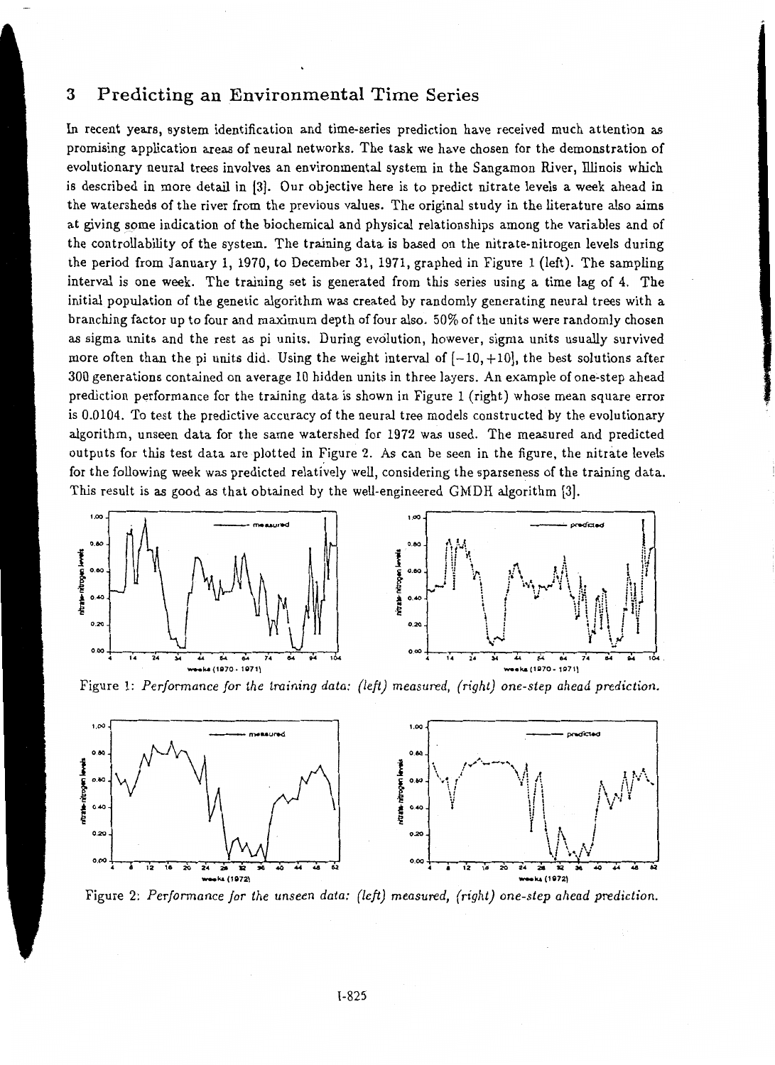## 3 Predicting an Environmental Time Series

In recent years, system identification and time-series prediction have received much attention as promising application areas of neural networks. The task we have chosen for the demonstration of evolutionary neural trees involves an environmental system in the Sangamon River, Illinois which is described in more detail in [3]. Our objective here is to predict nitrate levels a week ahead in the watersheds of the river from the previous values. The original study in the literature also aims at giving some indication of the biochemical and physical relationships among the variables and of the controllability of the system. The training data is based on the nitrate-nitrogen levels during the period from January 1, 1970, to December 31, 1971, graphed in Figure 1 (left). The sampling interval is one week. The training set is generated from this series using a time lag of 4. The initial population of the genetic algorithm was created by randomly generating neural trees with a branching factor up to four and maximum depth of four also. 50% of the units were randomly chosen as sigma units and the rest as pi units. During evolution, however, sigma units usually survived more often than the pi units did. Using the weight interval of $[-10, +10]$, the best solutions after 300 generations contained on average 10 hidden units in three layers. An example of one-step ahead prediction performance for the training data is shown in Figure 1 (right) whose mean square error is 0.0104. To test the predictive accuracy of the neural tree models constructed by the evolutionary algorithm, unseen data for the same watershed for 1972 was used. The measured and predicted outputs for this test data are plotted in Figure 2. As can be seen in the figure, the nitrate levels for the following week was predicted relatively well, considering the sparseness of the training data. This result is as good as that obtained by the well-engineered GMDH algorithm [3].

Figure 1: *Performance for the training data: (left) measured, (right) one-step ahead prediction.*

Figure 2: *Performance for the unseen data: (left) measured, (right) one-step ahead prediction.*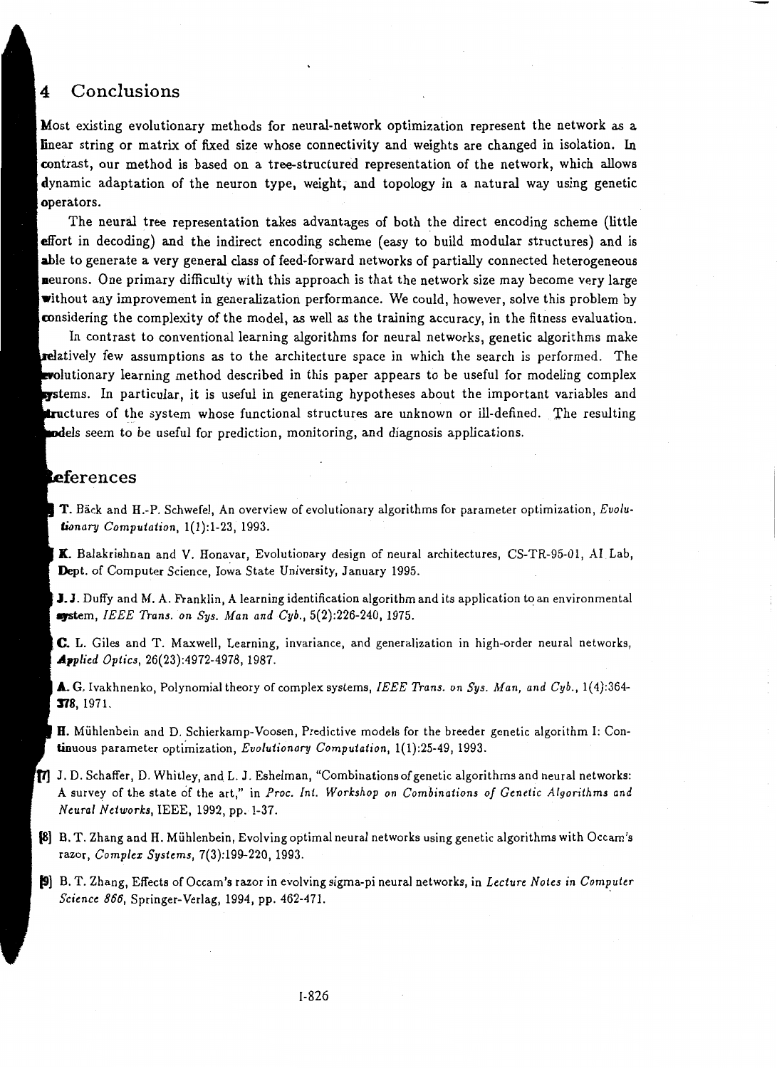## 4 Conclusions

Most existing evolutionary methods for neural-network optimization represent the network as a linear string or matrix of fixed size whose connectivity and weights are changed in isolation. In contrast, our method is based on a tree-structured representation of the network, which allows dynamic adaptation of the neuron type, weight, and topology in a natural way using genetic operators.

The neural tree representation takes advantages of both the direct encoding scheme (little effort in decoding) and the indirect encoding scheme (easy to build modular structures) and is able to generate a very general class of feed-forward networks of partially connected heterogeneous neurons. One primary difficulty with this approach is that the network size may become very large without any improvement in generalization performance. We could, however, solve this problem by considering the complexity of the model, as well as the training accuracy, in the fitness evaluation.

In contrast to conventional learning algorithms for neural networks, genetic algorithms make relatively few assumptions as to the architecture space in which the search is performed. The evolutionary learning method described in this paper appears to be useful for modeling complex systems. In particular, it is useful in generating hypotheses about the important variables and structures of the system whose functional structures are unknown or ill-defined. The resulting models seem to be useful for prediction, monitoring, and diagnosis applications.

## References

[1] T. Bäck and H.-P. Schwefel, An overview of evolutionary algorithms for parameter optimization, *Evolutionary Computation*, 1(1):1-23, 1993.

[2] K. Balakrishnan and V. Honavar, Evolutionary design of neural architectures, CS-TR-95-01, AI Lab, Dept. of Computer Science, Iowa State University, January 1995.

[3] J. J. Duffy and M. A. Franklin, A learning identification algorithm and its application to an environmental system, *IEEE Trans. on Sys. Man and Cyb.*, 5(2):226-240, 1975.

[4] C. L. Giles and T. Maxwell, Learning, invariance, and generalization in high-order neural networks, *Applied Optics*, 26(23):4972-4978, 1987.

[5] A. G. Ivakhnenko, Polynomial theory of complex systems, *IEEE Trans. on Sys. Man, and Cyb.*, 1(4):364-378, 1971.

[6] H. Mühlenbein and D. Schierkamp-Voosen, Predictive models for the breeder genetic algorithm I: Continuous parameter optimization, *Evolutionary Computation*, 1(1):25-49, 1993.

[7] J. D. Schaffer, D. Whitley, and L. J. Eshelman, "Combinations of genetic algorithms and neural networks: A survey of the state of the art," in *Proc. Int. Workshop on Combinations of Genetic Algorithms and Neural Networks*, IEEE, 1992, pp. 1-37.

[8] B. T. Zhang and H. Mühlenbein, Evolving optimal neural networks using genetic algorithms with Occam's razor, *Complex Systems*, 7(3):199-220, 1993.

[9] B. T. Zhang, Effects of Occam's razor in evolving sigma-pi neural networks, in *Lecture Notes in Computer Science 866*, Springer-Verlag, 1994, pp. 462-471.